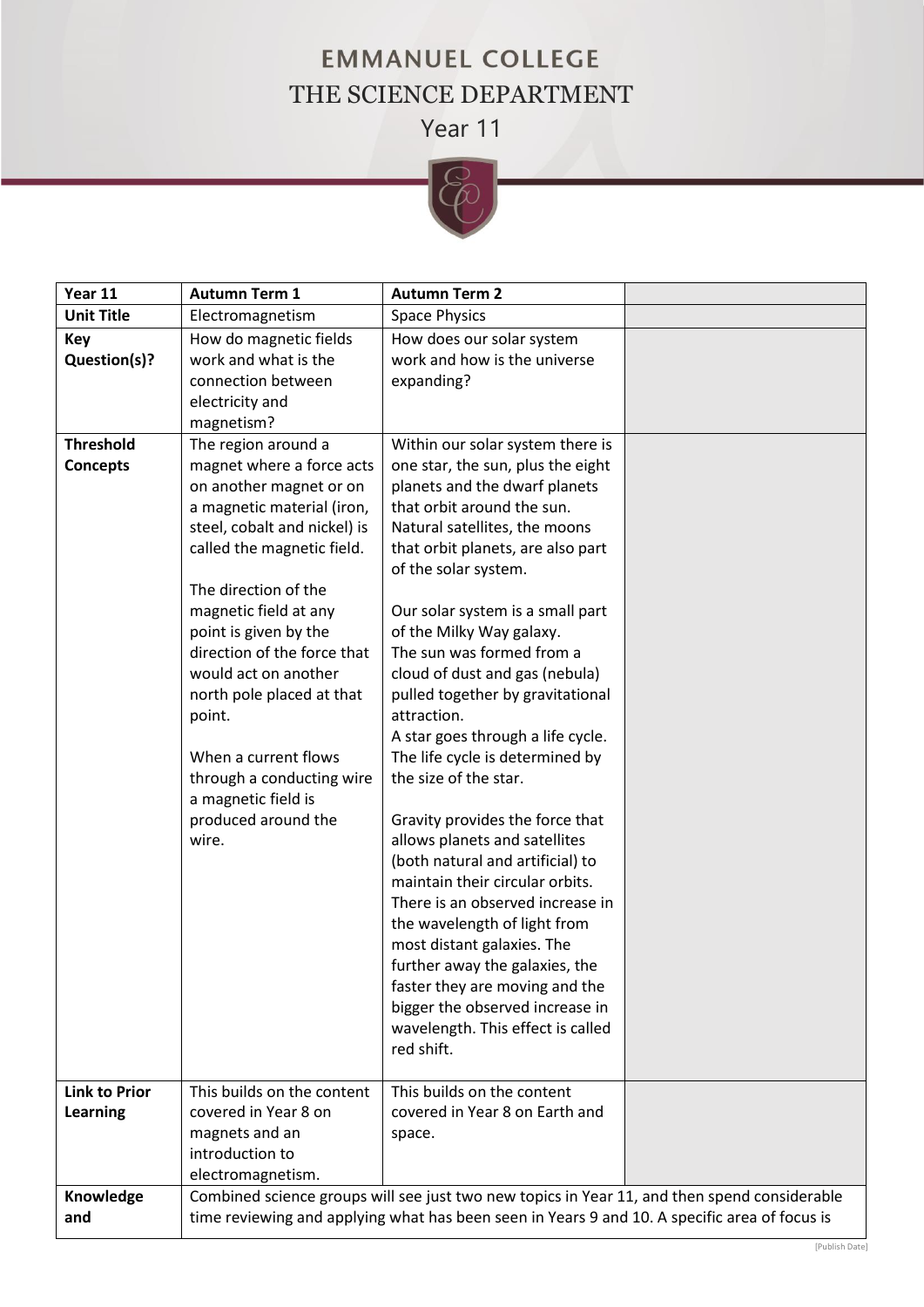# EMMANUEL COLLEGE

## THE SCIENCE DEPARTMENT

### Year 11

| Year 11 | Autumn Term 1 | Autumn Term 2 | |
|---|---|---|---|
| **Unit Title** | Electromagnetism | Space Physics | |
| **Key Question(s)?** | How do magnetic fields work and what is the connection between electricity and magnetism? | How does our solar system work and how is the universe expanding? | |
| **Threshold Concepts** | The region around a magnet where a force acts on another magnet or on a magnetic material (iron, steel, cobalt and nickel) is called the magnetic field.<br><br>The direction of the magnetic field at any point is given by the direction of the force that would act on another north pole placed at that point.<br><br>When a current flows through a conducting wire a magnetic field is produced around the wire. | Within our solar system there is one star, the sun, plus the eight planets and the dwarf planets that orbit around the sun. Natural satellites, the moons that orbit planets, are also part of the solar system.<br><br>Our solar system is a small part of the Milky Way galaxy.<br>The sun was formed from a cloud of dust and gas (nebula) pulled together by gravitational attraction.<br>A star goes through a life cycle. The life cycle is determined by the size of the star.<br><br>Gravity provides the force that allows planets and satellites (both natural and artificial) to maintain their circular orbits.<br>There is an observed increase in the wavelength of light from most distant galaxies. The further away the galaxies, the faster they are moving and the bigger the observed increase in wavelength. This effect is called red shift. | |
| **Link to Prior Learning** | This builds on the content covered in Year 8 on magnets and an introduction to electromagnetism. | This builds on the content covered in Year 8 on Earth and space. | |
| **Knowledge and** | Combined science groups will see just two new topics in Year 11, and then spend considerable time reviewing and applying what has been seen in Years 9 and 10. A specific area of focus is | | |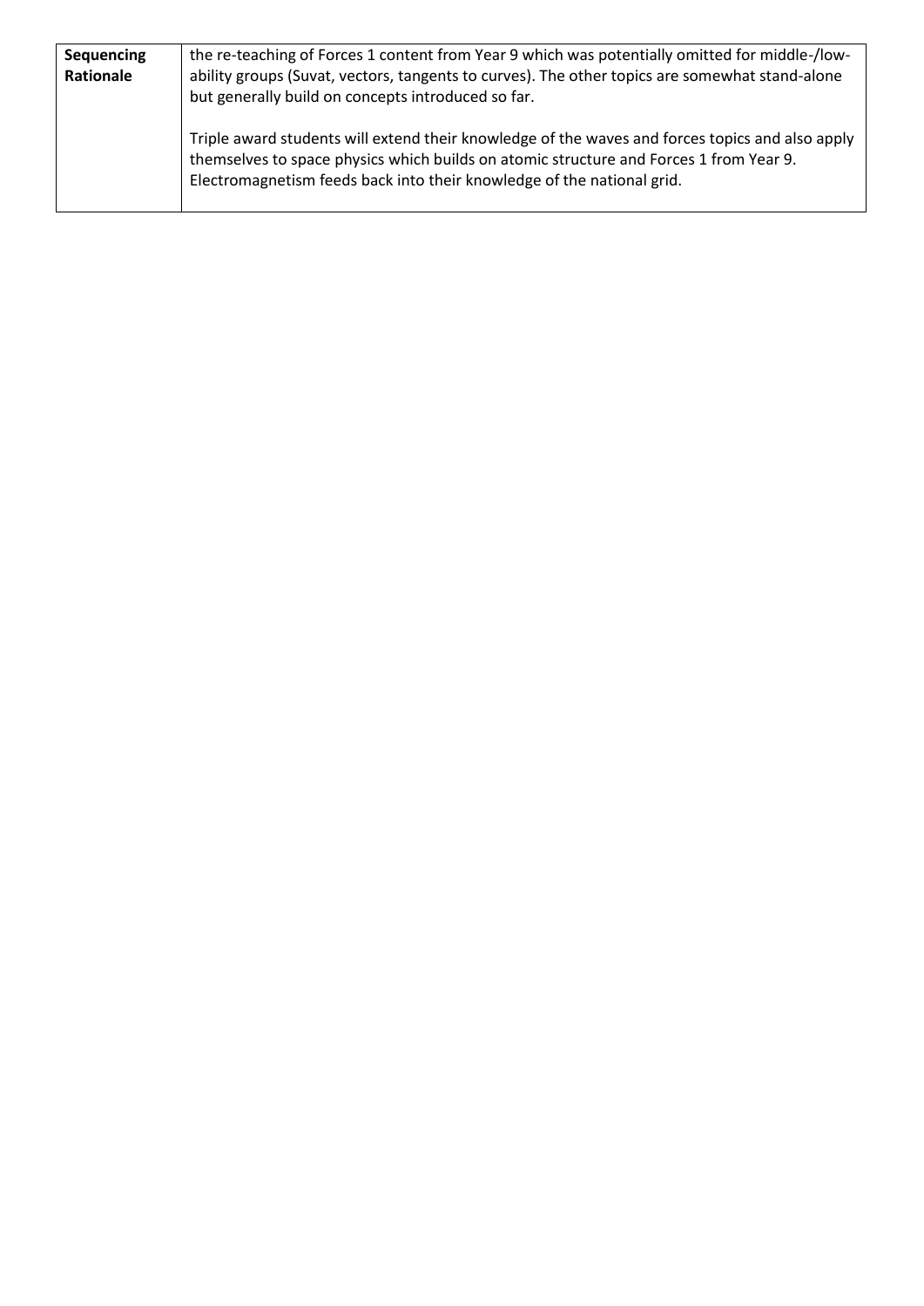| | |
|---|---|
| **Sequencing Rationale** | the re-teaching of Forces 1 content from Year 9 which was potentially omitted for middle-/low-ability groups (Suvat, vectors, tangents to curves). The other topics are somewhat stand-alone but generally build on concepts introduced so far.<br><br>Triple award students will extend their knowledge of the waves and forces topics and also apply themselves to space physics which builds on atomic structure and Forces 1 from Year 9. Electromagnetism feeds back into their knowledge of the national grid. |